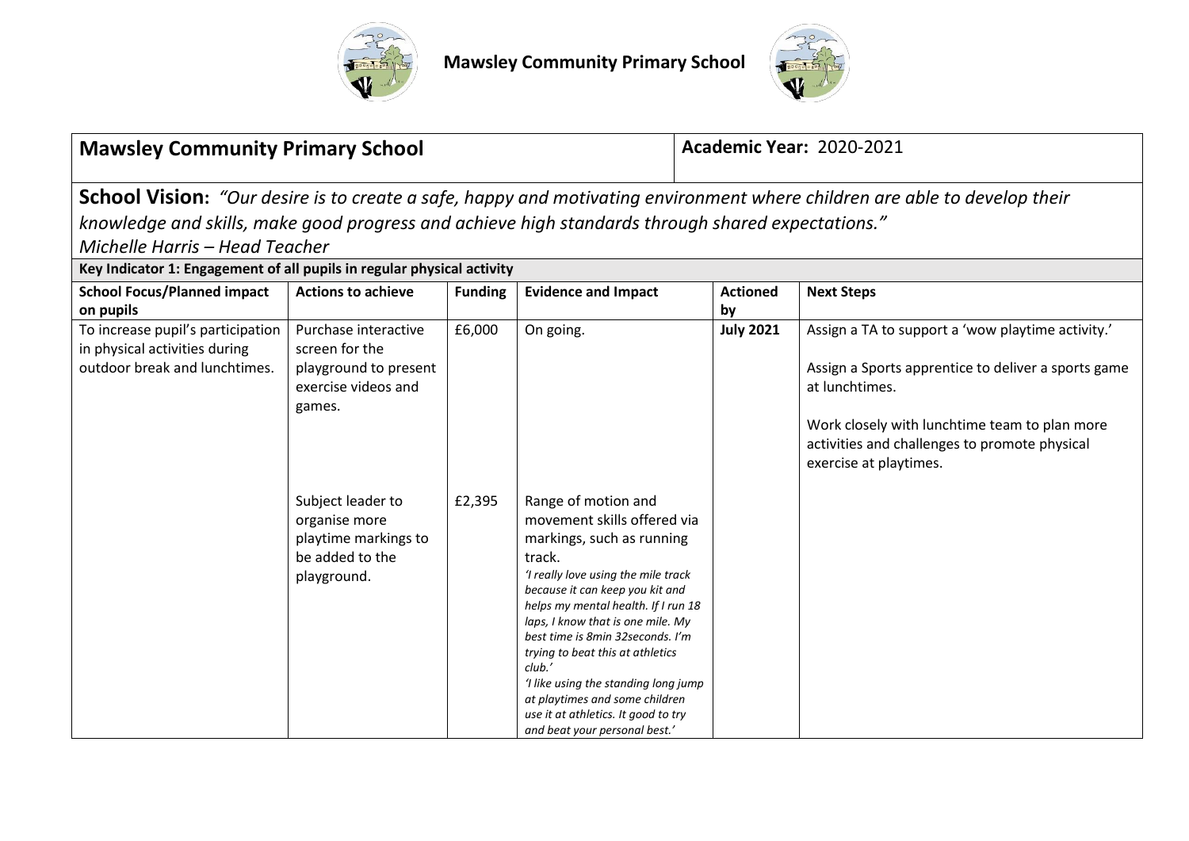# Mawsley Community Primary School

| Mawsley Community Primary School | Academic Year: 2020-2021 |
|---|---|

**School Vision:** *"Our desire is to create a safe, happy and motivating environment where children are able to develop their knowledge and skills, make good progress and achieve high standards through shared expectations."*
*Michelle Harris – Head Teacher*

**Key Indicator 1: Engagement of all pupils in regular physical activity**

| School Focus/Planned impact on pupils | Actions to achieve | Funding | Evidence and Impact | Actioned by | Next Steps |
|---|---|---|---|---|---|
| To increase pupil's participation in physical activities during outdoor break and lunchtimes. | Purchase interactive screen for the playground to present exercise videos and games. | £6,000 | On going. | **July 2021** | Assign a TA to support a 'wow playtime activity.'<br><br>Assign a Sports apprentice to deliver a sports game at lunchtimes.<br><br>Work closely with lunchtime team to plan more activities and challenges to promote physical exercise at playtimes. |
| | Subject leader to organise more playtime markings to be added to the playground. | £2,395 | Range of motion and movement skills offered via markings, such as running track.<br>*'I really love using the mile track because it can keep you kit and helps my mental health. If I run 18 laps, I know that is one mile. My best time is 8min 32seconds. I'm trying to beat this at athletics club.'*<br>*'I like using the standing long jump at playtimes and some children use it at athletics. It good to try and beat your personal best.'* | | |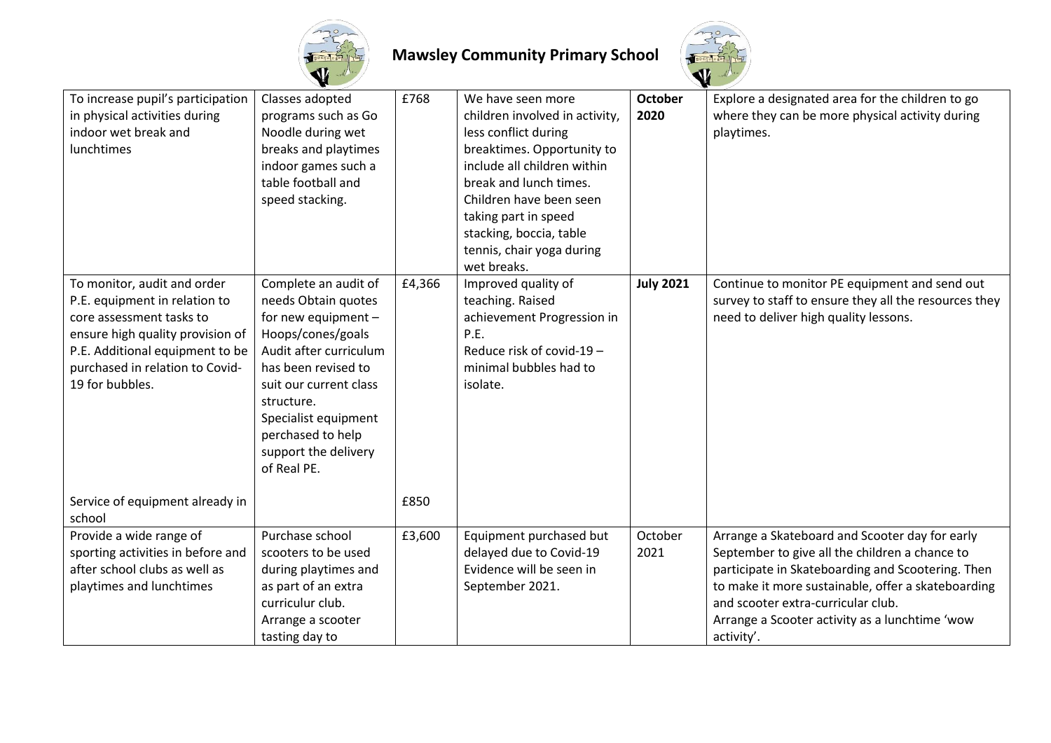| To increase pupil's participation in physical activities during indoor wet break and lunchtimes | Classes adopted programs such as Go Noodle during wet breaks and playtimes indoor games such a table football and speed stacking. | £768 | We have seen more children involved in activity, less conflict during breaktimes. Opportunity to include all children within break and lunch times. Children have been seen taking part in speed stacking, boccia, table tennis, chair yoga during wet breaks. | **October 2020** | Explore a designated area for the children to go where they can be more physical activity during playtimes. |
|---|---|---|---|---|---|
| To monitor, audit and order P.E. equipment in relation to core assessment tasks to ensure high quality provision of P.E. Additional equipment to be purchased in relation to Covid-19 for bubbles. | Complete an audit of needs Obtain quotes for new equipment – Hoops/cones/goals Audit after curriculum has been revised to suit our current class structure. Specialist equipment perchased to help support the delivery of Real PE. | £4,366 | Improved quality of teaching. Raised achievement Progression in P.E. Reduce risk of covid-19 – minimal bubbles had to isolate. | **July 2021** | Continue to monitor PE equipment and send out survey to staff to ensure they all the resources they need to deliver high quality lessons. |
| Service of equipment already in school | | £850 | | | |
| Provide a wide range of sporting activities in before and after school clubs as well as playtimes and lunchtimes | Purchase school scooters to be used during playtimes and as part of an extra curriculur club. Arrange a scooter tasting day to | £3,600 | Equipment purchased but delayed due to Covid-19 Evidence will be seen in September 2021. | October 2021 | Arrange a Skateboard and Scooter day for early September to give all the children a chance to participate in Skateboarding and Scootering. Then to make it more sustainable, offer a skateboarding and scooter extra-curricular club.<br>Arrange a Scooter activity as a lunchtime 'wow activity'. |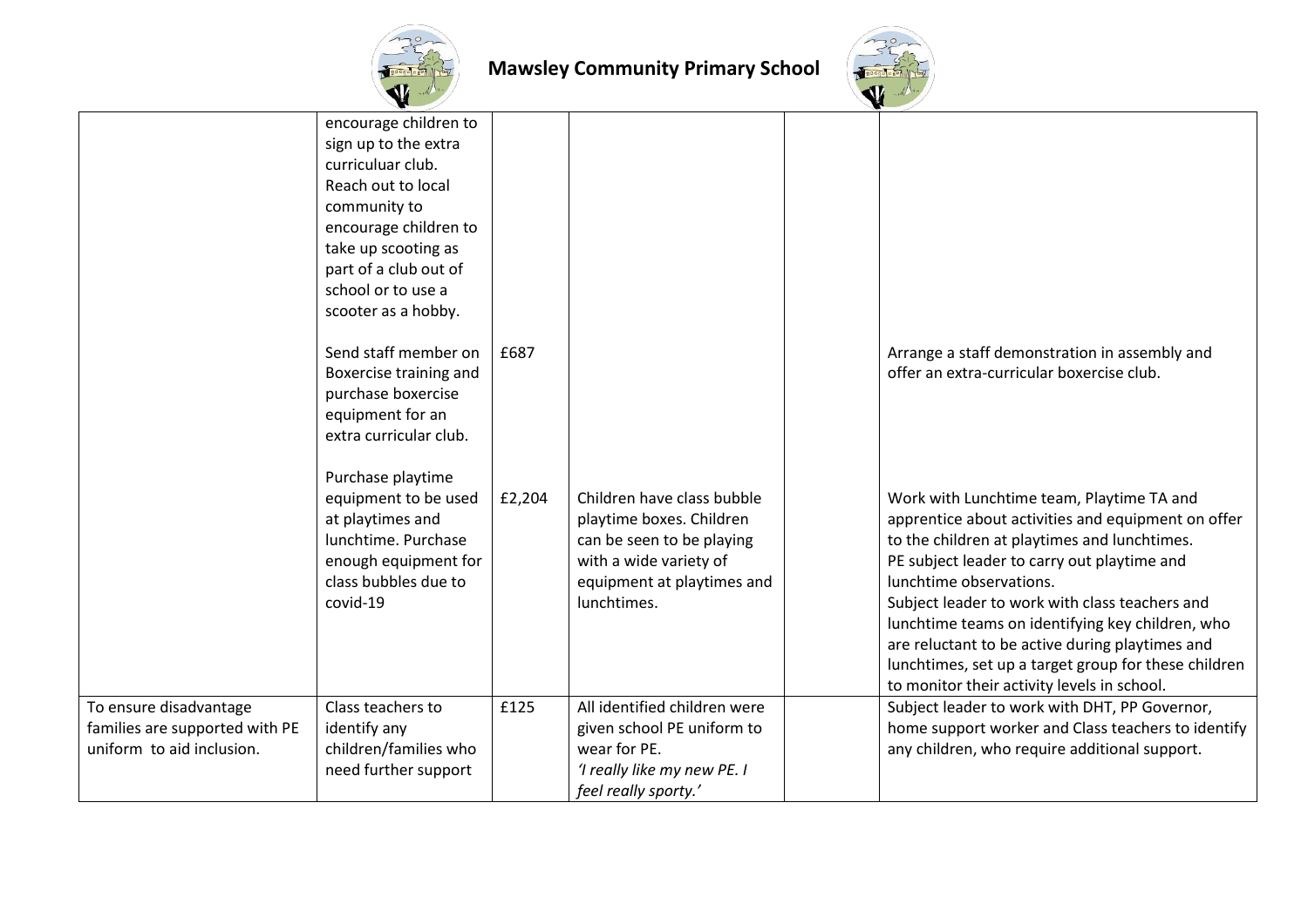| | | | | | |
|---|---|---|---|---|---|
| | encourage children to sign up to the extra curriculuar club. Reach out to local community to encourage children to take up scooting as part of a club out of school or to use a scooter as a hobby. | | | | |
| | Send staff member on Boxercise training and purchase boxercise equipment for an extra curricular club. | £687 | | | Arrange a staff demonstration in assembly and offer an extra-curricular boxercise club. |
| | Purchase playtime equipment to be used at playtimes and lunchtime. Purchase enough equipment for class bubbles due to covid-19 | £2,204 | Children have class bubble playtime boxes. Children can be seen to be playing with a wide variety of equipment at playtimes and lunchtimes. | | Work with Lunchtime team, Playtime TA and apprentice about activities and equipment on offer to the children at playtimes and lunchtimes. PE subject leader to carry out playtime and lunchtime observations. Subject leader to work with class teachers and lunchtime teams on identifying key children, who are reluctant to be active during playtimes and lunchtimes, set up a target group for these children to monitor their activity levels in school. |
| To ensure disadvantage families are supported with PE uniform to aid inclusion. | Class teachers to identify any children/families who need further support | £125 | All identified children were given school PE uniform to wear for PE. *'I really like my new PE. I feel really sporty.'* | | Subject leader to work with DHT, PP Governor, home support worker and Class teachers to identify any children, who require additional support. |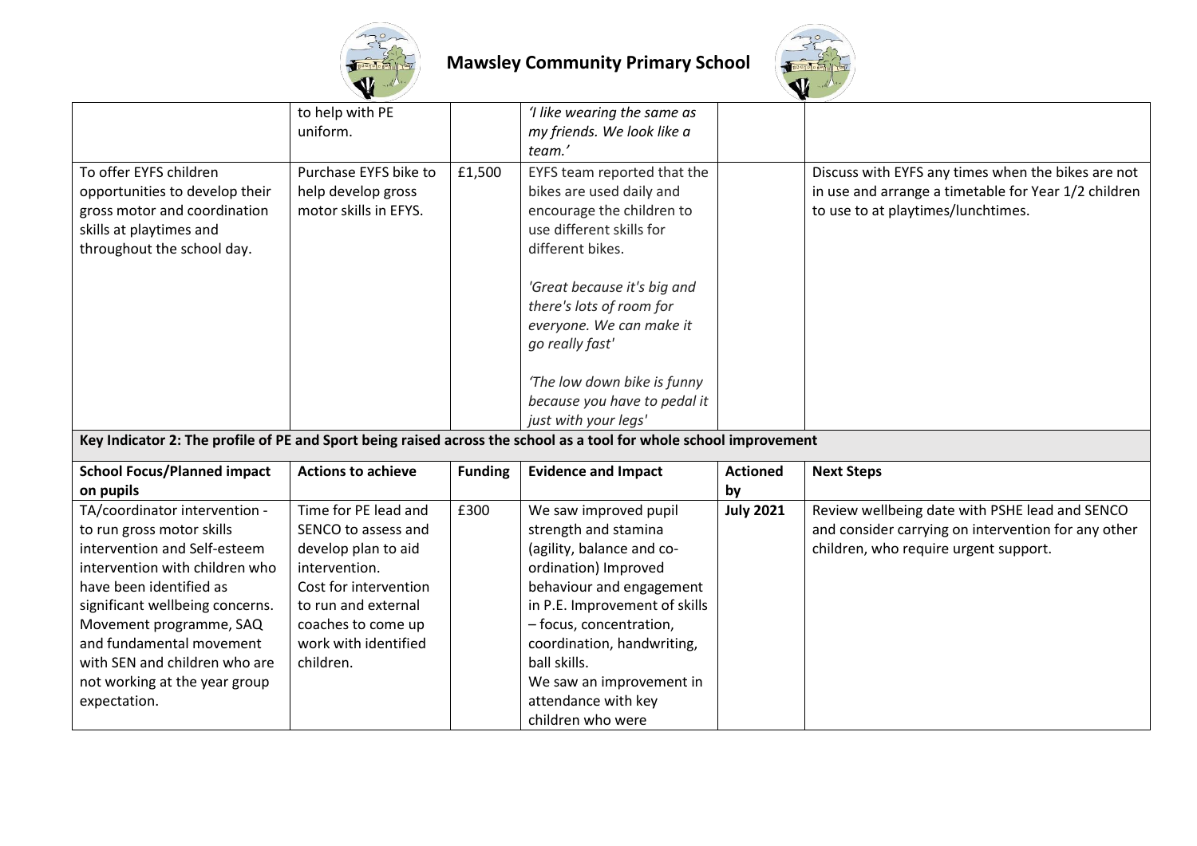| | to help with PE uniform. | | *'I like wearing the same as my friends. We look like a team.'* | | |
|---|---|---|---|---|---|
| To offer EYFS children opportunities to develop their gross motor and coordination skills at playtimes and throughout the school day. | Purchase EYFS bike to help develop gross motor skills in EFYS. | £1,500 | EYFS team reported that the bikes are used daily and encourage the children to use different skills for different bikes.<br><br>*'Great because it's big and there's lots of room for everyone. We can make it go really fast'*<br><br>*'The low down bike is funny because you have to pedal it just with your legs'* | | Discuss with EYFS any times when the bikes are not in use and arrange a timetable for Year 1/2 children to use to at playtimes/lunchtimes. |

**Key Indicator 2: The profile of PE and Sport being raised across the school as a tool for whole school improvement**

| School Focus/Planned impact on pupils | Actions to achieve | Funding | Evidence and Impact | Actioned by | Next Steps |
|---|---|---|---|---|---|
| TA/coordinator intervention - to run gross motor skills intervention and Self-esteem intervention with children who have been identified as significant wellbeing concerns. Movement programme, SAQ and fundamental movement with SEN and children who are not working at the year group expectation. | Time for PE lead and SENCO to assess and develop plan to aid intervention. Cost for intervention to run and external coaches to come up work with identified children. | £300 | We saw improved pupil strength and stamina (agility, balance and co-ordination) Improved behaviour and engagement in P.E. Improvement of skills – focus, concentration, coordination, handwriting, ball skills.<br>We saw an improvement in attendance with key children who were | **July 2021** | Review wellbeing date with PSHE lead and SENCO and consider carrying on intervention for any other children, who require urgent support. |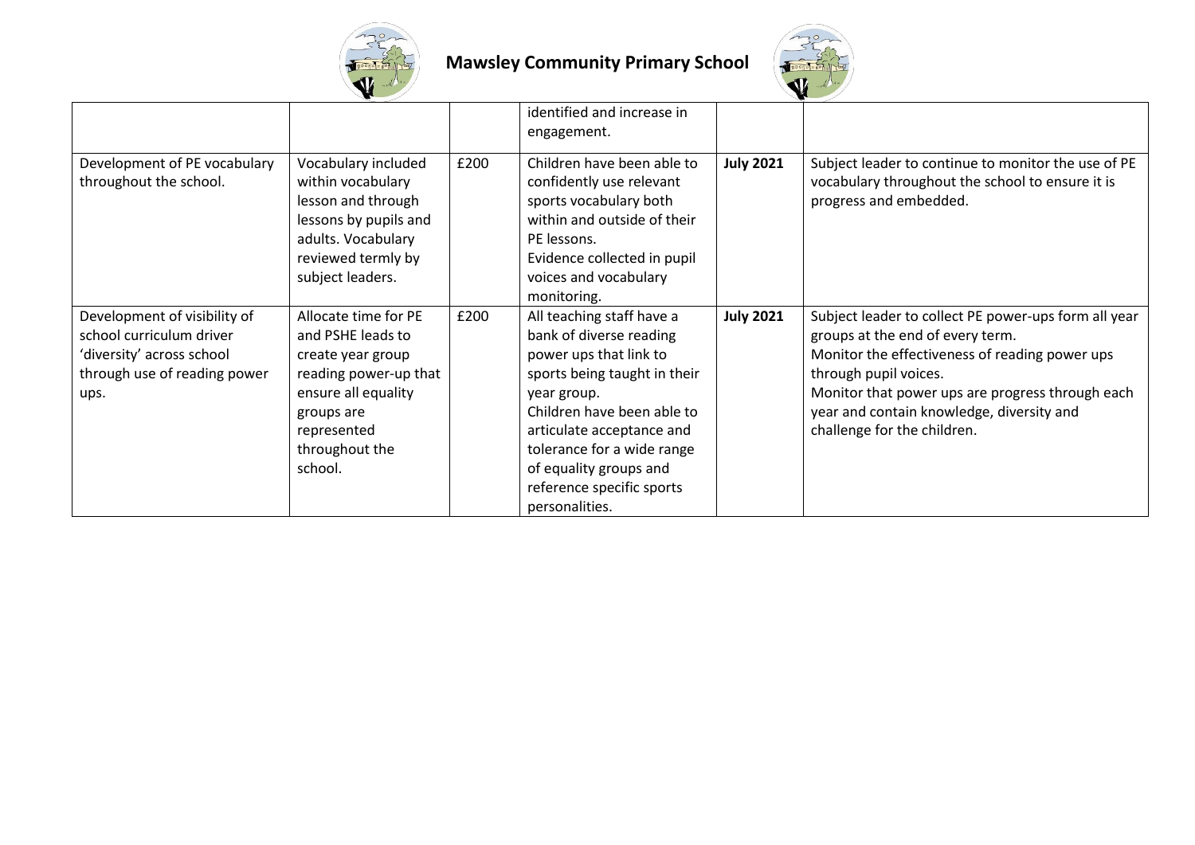| | | | | | |
|---|---|---|---|---|---|
| | | | identified and increase in engagement. | | |
| Development of PE vocabulary throughout the school. | Vocabulary included within vocabulary lesson and through lessons by pupils and adults. Vocabulary reviewed termly by subject leaders. | £200 | Children have been able to confidently use relevant sports vocabulary both within and outside of their PE lessons.<br>Evidence collected in pupil voices and vocabulary monitoring. | **July 2021** | Subject leader to continue to monitor the use of PE vocabulary throughout the school to ensure it is progress and embedded. |
| Development of visibility of school curriculum driver 'diversity' across school through use of reading power ups. | Allocate time for PE and PSHE leads to create year group reading power-up that ensure all equality groups are represented throughout the school. | £200 | All teaching staff have a bank of diverse reading power ups that link to sports being taught in their year group.<br>Children have been able to articulate acceptance and tolerance for a wide range of equality groups and reference specific sports personalities. | **July 2021** | Subject leader to collect PE power-ups form all year groups at the end of every term.<br>Monitor the effectiveness of reading power ups through pupil voices.<br>Monitor that power ups are progress through each year and contain knowledge, diversity and challenge for the children. |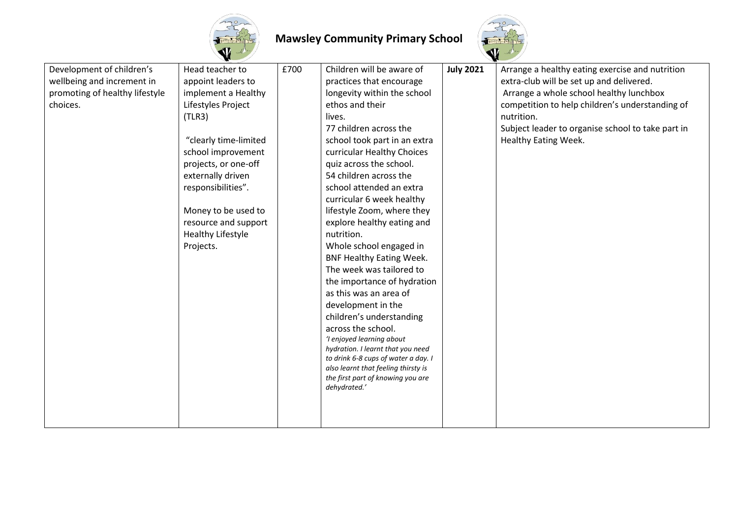| Development of children's wellbeing and increment in promoting of healthy lifestyle choices. | Head teacher to appoint leaders to implement a Healthy Lifestyles Project (TLR3)<br><br>"clearly time-limited school improvement projects, or one-off externally driven responsibilities".<br><br>Money to be used to resource and support Healthy Lifestyle Projects. | £700 | Children will be aware of practices that encourage longevity within the school ethos and their lives.<br>77 children across the school took part in an extra curricular Healthy Choices quiz across the school.<br>54 children across the school attended an extra curricular 6 week healthy lifestyle Zoom, where they explore healthy eating and nutrition.<br>Whole school engaged in BNF Healthy Eating Week. The week was tailored to the importance of hydration as this was an area of development in the children's understanding across the school.<br>*'I enjoyed learning about hydration. I learnt that you need to drink 6-8 cups of water a day. I also learnt that feeling thirsty is the first part of knowing you are dehydrated.'* | **July 2021** | Arrange a healthy eating exercise and nutrition extra-club will be set up and delivered.<br>Arrange a whole school healthy lunchbox competition to help children's understanding of nutrition.<br>Subject leader to organise school to take part in Healthy Eating Week. |
|---|---|---|---|---|---|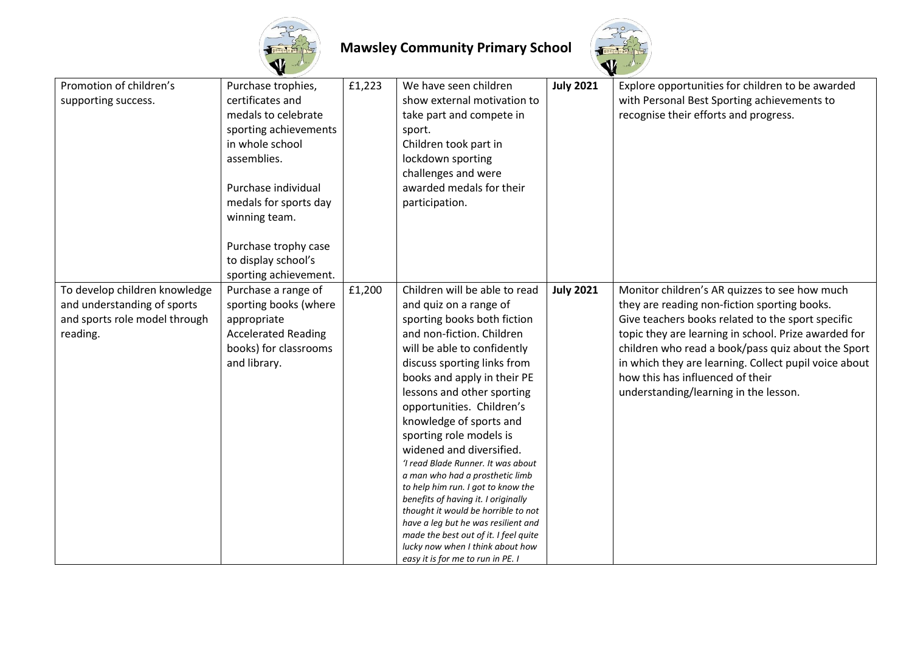| Promotion of children's supporting success. | Purchase trophies, certificates and medals to celebrate sporting achievements in whole school assemblies.<br><br>Purchase individual medals for sports day winning team.<br><br>Purchase trophy case to display school's sporting achievement. | £1,223 | We have seen children show external motivation to take part and compete in sport.<br>Children took part in lockdown sporting challenges and were awarded medals for their participation. | **July 2021** | Explore opportunities for children to be awarded with Personal Best Sporting achievements to recognise their efforts and progress. |
|---|---|---|---|---|---|
| To develop children knowledge and understanding of sports and sports role model through reading. | Purchase a range of sporting books (where appropriate Accelerated Reading books) for classrooms and library. | £1,200 | Children will be able to read and quiz on a range of sporting books both fiction and non-fiction. Children will be able to confidently discuss sporting links from books and apply in their PE lessons and other sporting opportunities. Children's knowledge of sports and sporting role models is widened and diversified.<br>*'I read Blade Runner. It was about a man who had a prosthetic limb to help him run. I got to know the benefits of having it. I originally thought it would be horrible to not have a leg but he was resilient and made the best out of it. I feel quite lucky now when I think about how easy it is for me to run in PE. I* | **July 2021** | Monitor children's AR quizzes to see how much they are reading non-fiction sporting books.<br>Give teachers books related to the sport specific topic they are learning in school. Prize awarded for children who read a book/pass quiz about the Sport in which they are learning. Collect pupil voice about how this has influenced of their understanding/learning in the lesson. |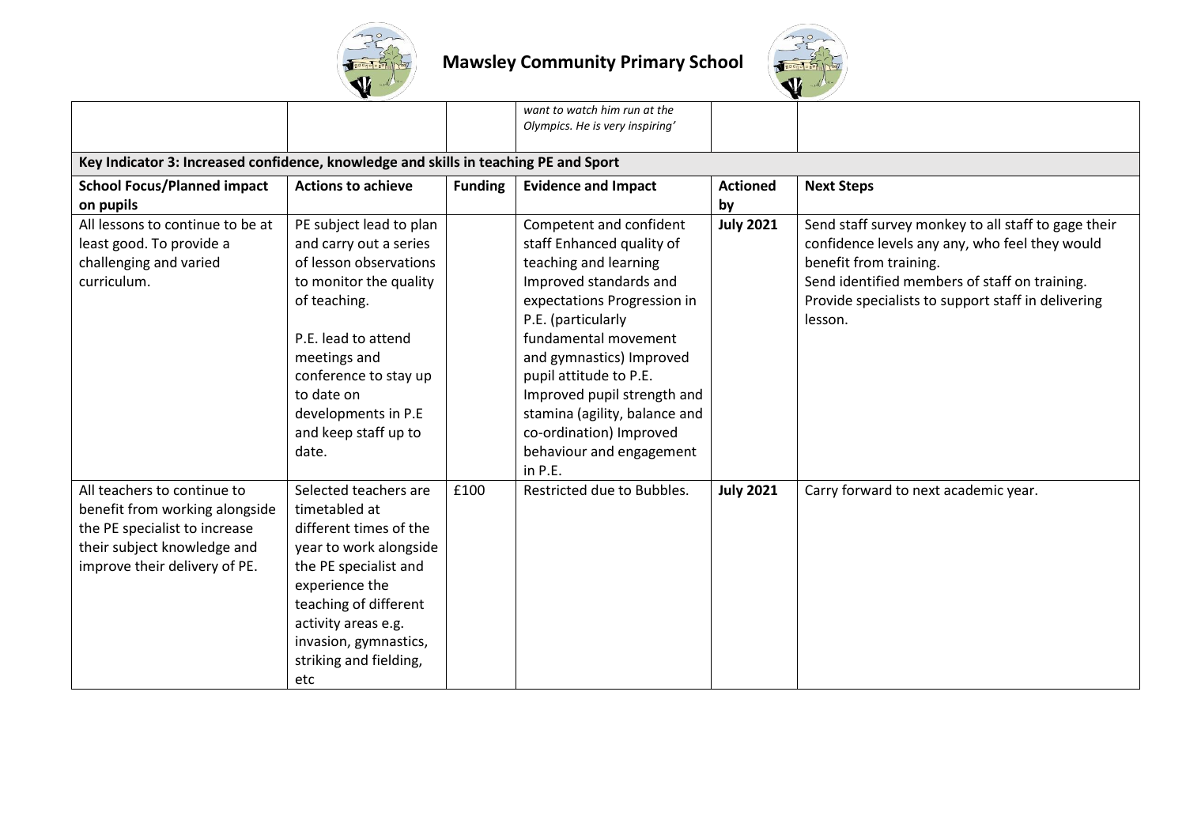| | | | *want to watch him run at the Olympics. He is very inspiring'* | | |
|---|---|---|---|---|---|
| **Key Indicator 3: Increased confidence, knowledge and skills in teaching PE and Sport** | | | | | |
| **School Focus/Planned impact on pupils** | **Actions to achieve** | **Funding** | **Evidence and Impact** | **Actioned by** | **Next Steps** |
| All lessons to continue to be at least good. To provide a challenging and varied curriculum. | PE subject lead to plan and carry out a series of lesson observations to monitor the quality of teaching.<br><br>P.E. lead to attend meetings and conference to stay up to date on developments in P.E and keep staff up to date. | | Competent and confident staff Enhanced quality of teaching and learning Improved standards and expectations Progression in P.E. (particularly fundamental movement and gymnastics) Improved pupil attitude to P.E. Improved pupil strength and stamina (agility, balance and co-ordination) Improved behaviour and engagement in P.E. | **July 2021** | Send staff survey monkey to all staff to gage their confidence levels any any, who feel they would benefit from training.<br>Send identified members of staff on training.<br>Provide specialists to support staff in delivering lesson. |
| All teachers to continue to benefit from working alongside the PE specialist to increase their subject knowledge and improve their delivery of PE. | Selected teachers are timetabled at different times of the year to work alongside the PE specialist and experience the teaching of different activity areas e.g. invasion, gymnastics, striking and fielding, etc | £100 | Restricted due to Bubbles. | **July 2021** | Carry forward to next academic year. |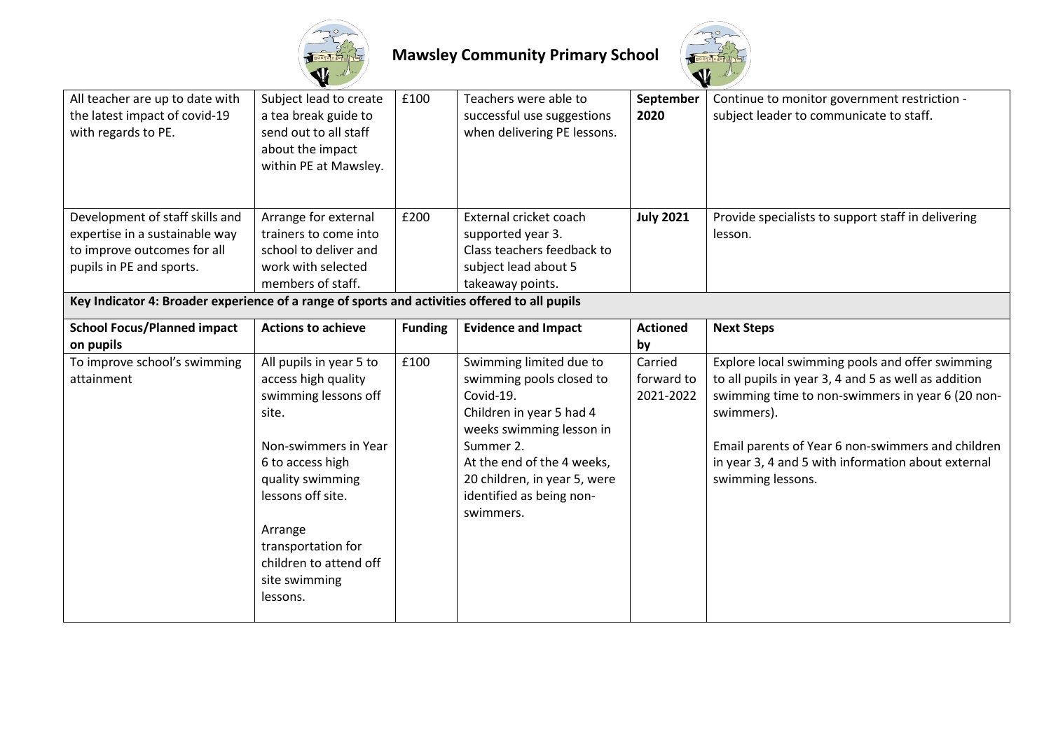| | | | | | |
|---|---|---|---|---|---|
| All teacher are up to date with the latest impact of covid-19 with regards to PE. | Subject lead to create a tea break guide to send out to all staff about the impact within PE at Mawsley. | £100 | Teachers were able to successful use suggestions when delivering PE lessons. | **September 2020** | Continue to monitor government restriction - subject leader to communicate to staff. |
| Development of staff skills and expertise in a sustainable way to improve outcomes for all pupils in PE and sports. | Arrange for external trainers to come into school to deliver and work with selected members of staff. | £200 | External cricket coach supported year 3.<br>Class teachers feedback to subject lead about 5 takeaway points. | **July 2021** | Provide specialists to support staff in delivering lesson. |
| **Key Indicator 4: Broader experience of a range of sports and activities offered to all pupils** | | | | | |
| **School Focus/Planned impact on pupils** | **Actions to achieve** | **Funding** | **Evidence and Impact** | **Actioned by** | **Next Steps** |
| To improve school's swimming attainment | All pupils in year 5 to access high quality swimming lessons off site.<br><br>Non-swimmers in Year 6 to access high quality swimming lessons off site.<br><br>Arrange transportation for children to attend off site swimming lessons. | £100 | Swimming limited due to swimming pools closed to Covid-19.<br>Children in year 5 had 4 weeks swimming lesson in Summer 2.<br>At the end of the 4 weeks, 20 children, in year 5, were identified as being non-swimmers. | Carried forward to 2021-2022 | Explore local swimming pools and offer swimming to all pupils in year 3, 4 and 5 as well as addition swimming time to non-swimmers in year 6 (20 non-swimmers).<br><br>Email parents of Year 6 non-swimmers and children in year 3, 4 and 5 with information about external swimming lessons. |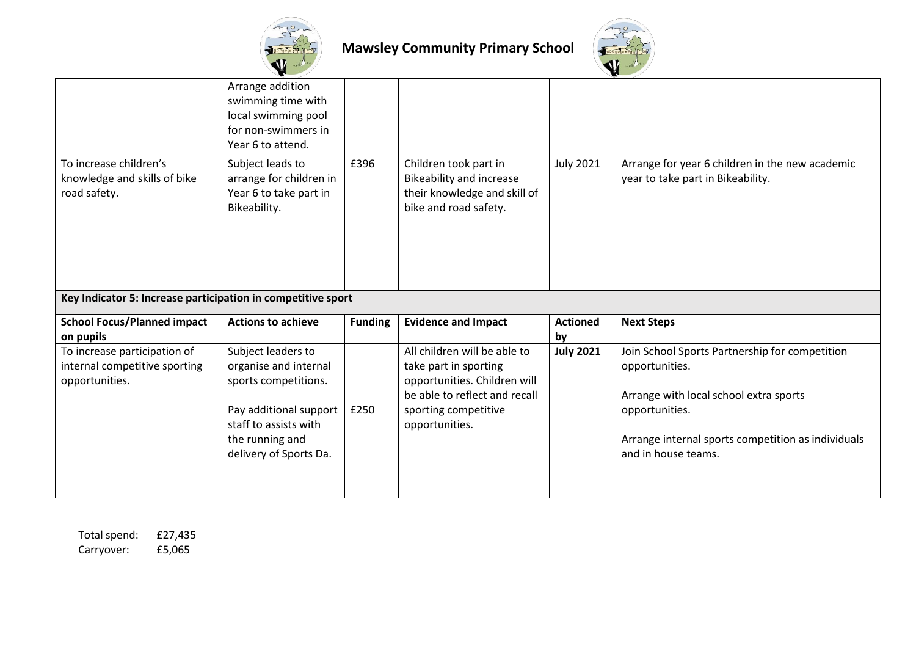| | | | | | |
|---|---|---|---|---|---|
| | Arrange addition swimming time with local swimming pool for non-swimmers in Year 6 to attend. | | | | |
| To increase children's knowledge and skills of bike road safety. | Subject leads to arrange for children in Year 6 to take part in Bikeability. | £396 | Children took part in Bikeability and increase their knowledge and skill of bike and road safety. | July 2021 | Arrange for year 6 children in the new academic year to take part in Bikeability. |

**Key Indicator 5: Increase participation in competitive sport**

| School Focus/Planned impact on pupils | Actions to achieve | Funding | Evidence and Impact | Actioned by | Next Steps |
|---|---|---|---|---|---|
| To increase participation of internal competitive sporting opportunities. | Subject leaders to organise and internal sports competitions.<br><br>Pay additional support staff to assists with the running and delivery of Sports Da. | £250 | All children will be able to take part in sporting opportunities. Children will be able to reflect and recall sporting competitive opportunities. | **July 2021** | Join School Sports Partnership for competition opportunities.<br><br>Arrange with local school extra sports opportunities.<br><br>Arrange internal sports competition as individuals and in house teams. |

Total spend: £27,435
Carryover: £5,065